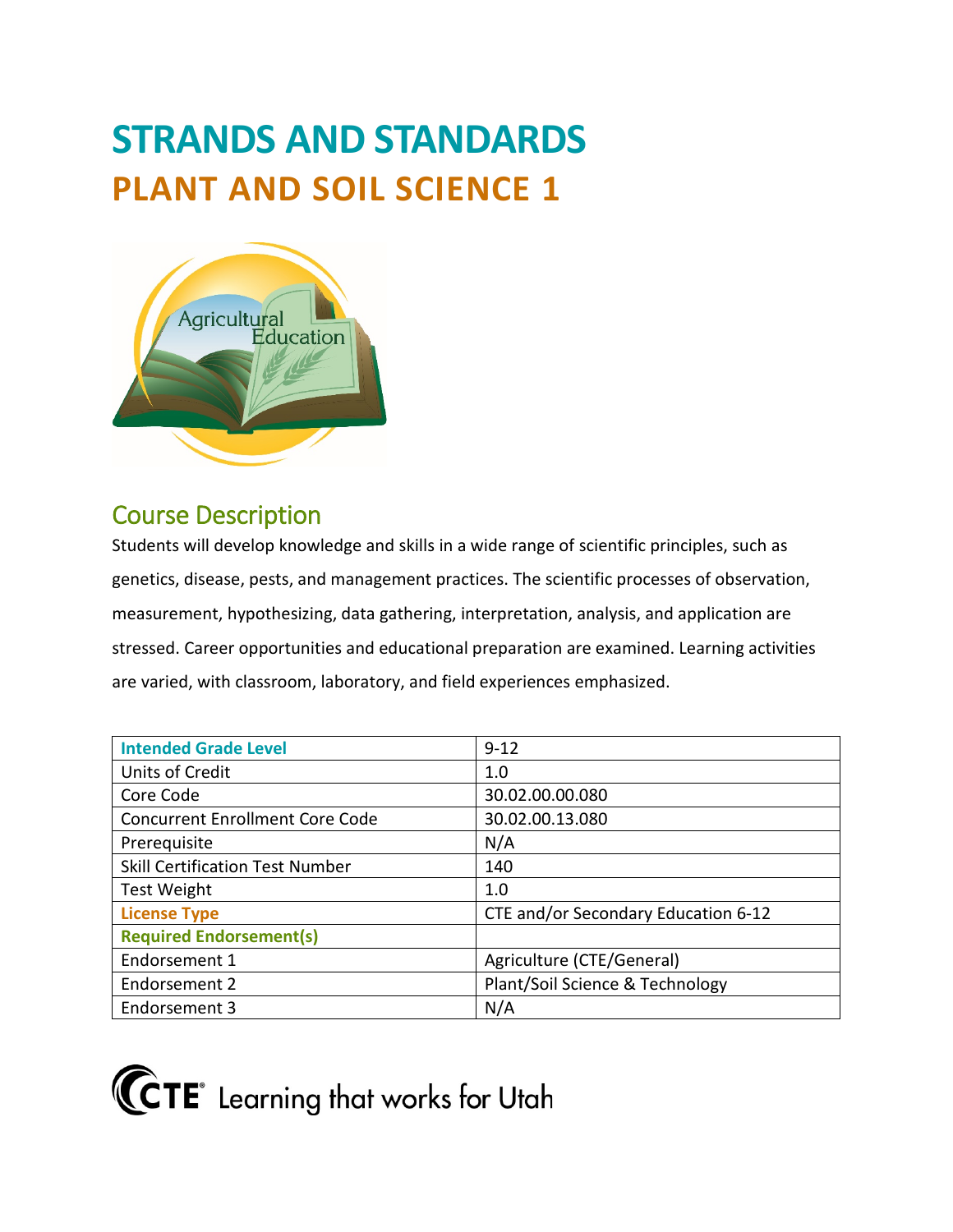# STRANDS AND STANDARDS

## PLANT AND SOIL SCIENCE 1

## Course Description

Students will develop knowledge and skills in a wide range of scientific principles, such as genetics, disease, pests, and management practices. The scientific processes of observation, measurement, hypothesizing, data gathering, interpretation, analysis, and application are stressed. Career opportunities and educational preparation are examined. Learning activities are varied, with classroom, laboratory, and field experiences emphasized.

| Intended Grade Level | 9-12 |
|---|---|
| Units of Credit | 1.0 |
| Core Code | 30.02.00.00.080 |
| Concurrent Enrollment Core Code | 30.02.00.13.080 |
| Prerequisite | N/A |
| Skill Certification Test Number | 140 |
| Test Weight | 1.0 |
| License Type | CTE and/or Secondary Education 6-12 |
| Required Endorsement(s) | |
| Endorsement 1 | Agriculture (CTE/General) |
| Endorsement 2 | Plant/Soil Science & Technology |
| Endorsement 3 | N/A |

CTE Learning that works for Utah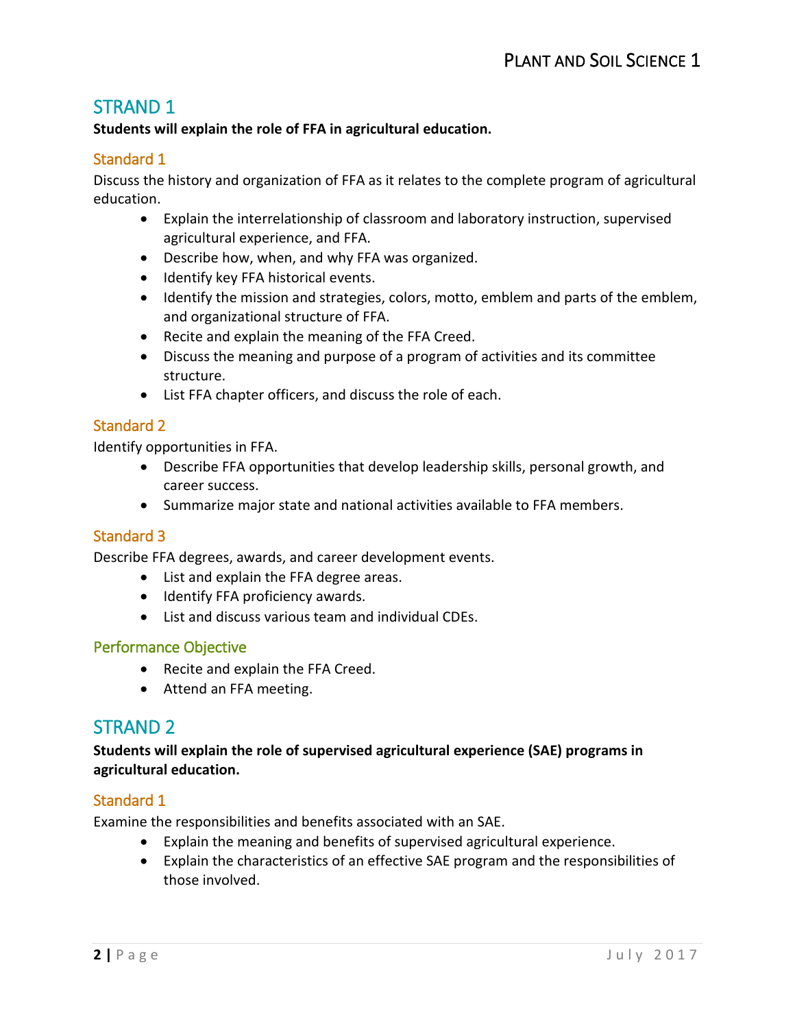## STRAND 1

**Students will explain the role of FFA in agricultural education.**

### Standard 1

Discuss the history and organization of FFA as it relates to the complete program of agricultural education.

- Explain the interrelationship of classroom and laboratory instruction, supervised agricultural experience, and FFA.
- Describe how, when, and why FFA was organized.
- Identify key FFA historical events.
- Identify the mission and strategies, colors, motto, emblem and parts of the emblem, and organizational structure of FFA.
- Recite and explain the meaning of the FFA Creed.
- Discuss the meaning and purpose of a program of activities and its committee structure.
- List FFA chapter officers, and discuss the role of each.

### Standard 2

Identify opportunities in FFA.

- Describe FFA opportunities that develop leadership skills, personal growth, and career success.
- Summarize major state and national activities available to FFA members.

### Standard 3

Describe FFA degrees, awards, and career development events.

- List and explain the FFA degree areas.
- Identify FFA proficiency awards.
- List and discuss various team and individual CDEs.

### Performance Objective

- Recite and explain the FFA Creed.
- Attend an FFA meeting.

## STRAND 2

**Students will explain the role of supervised agricultural experience (SAE) programs in agricultural education.**

### Standard 1

Examine the responsibilities and benefits associated with an SAE.

- Explain the meaning and benefits of supervised agricultural experience.
- Explain the characteristics of an effective SAE program and the responsibilities of those involved.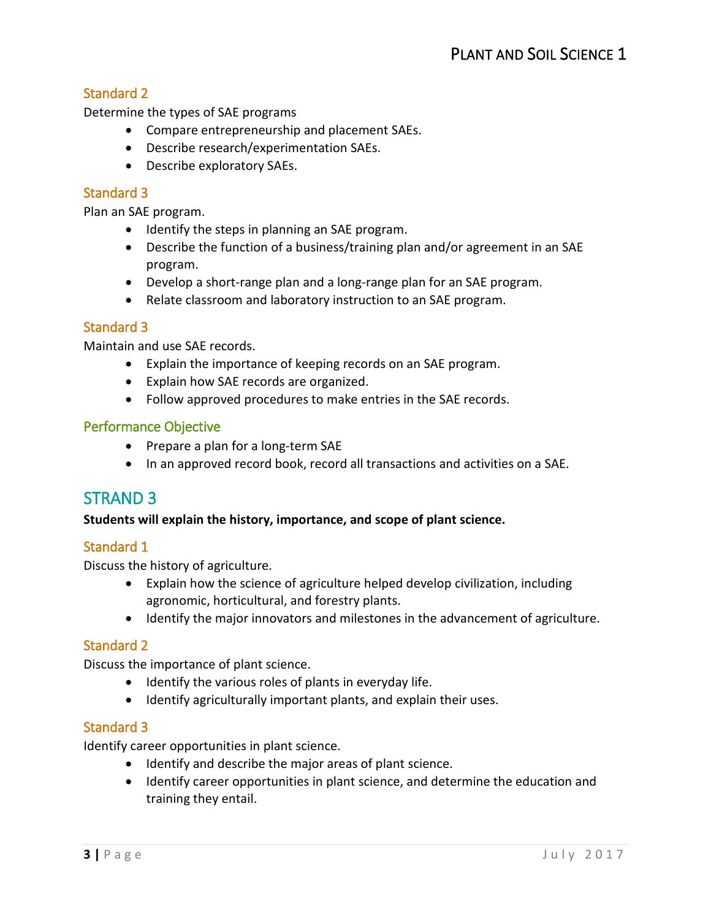### Standard 2

Determine the types of SAE programs

- Compare entrepreneurship and placement SAEs.
- Describe research/experimentation SAEs.
- Describe exploratory SAEs.

### Standard 3

Plan an SAE program.

- Identify the steps in planning an SAE program.
- Describe the function of a business/training plan and/or agreement in an SAE program.
- Develop a short-range plan and a long-range plan for an SAE program.
- Relate classroom and laboratory instruction to an SAE program.

### Standard 3

Maintain and use SAE records.

- Explain the importance of keeping records on an SAE program.
- Explain how SAE records are organized.
- Follow approved procedures to make entries in the SAE records.

### Performance Objective

- Prepare a plan for a long-term SAE
- In an approved record book, record all transactions and activities on a SAE.

## STRAND 3

**Students will explain the history, importance, and scope of plant science.**

### Standard 1

Discuss the history of agriculture.

- Explain how the science of agriculture helped develop civilization, including agronomic, horticultural, and forestry plants.
- Identify the major innovators and milestones in the advancement of agriculture.

### Standard 2

Discuss the importance of plant science.

- Identify the various roles of plants in everyday life.
- Identify agriculturally important plants, and explain their uses.

### Standard 3

Identify career opportunities in plant science.

- Identify and describe the major areas of plant science.
- Identify career opportunities in plant science, and determine the education and training they entail.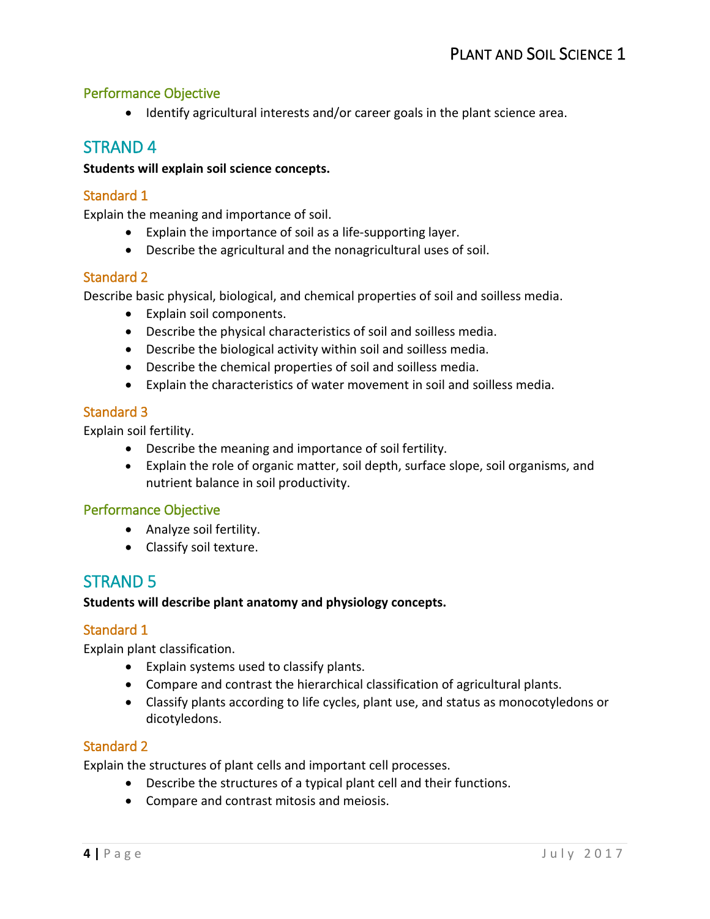### Performance Objective

- Identify agricultural interests and/or career goals in the plant science area.

## STRAND 4

**Students will explain soil science concepts.**

### Standard 1

Explain the meaning and importance of soil.

- Explain the importance of soil as a life-supporting layer.
- Describe the agricultural and the nonagricultural uses of soil.

### Standard 2

Describe basic physical, biological, and chemical properties of soil and soilless media.

- Explain soil components.
- Describe the physical characteristics of soil and soilless media.
- Describe the biological activity within soil and soilless media.
- Describe the chemical properties of soil and soilless media.
- Explain the characteristics of water movement in soil and soilless media.

### Standard 3

Explain soil fertility.

- Describe the meaning and importance of soil fertility.
- Explain the role of organic matter, soil depth, surface slope, soil organisms, and nutrient balance in soil productivity.

### Performance Objective

- Analyze soil fertility.
- Classify soil texture.

## STRAND 5

**Students will describe plant anatomy and physiology concepts.**

### Standard 1

Explain plant classification.

- Explain systems used to classify plants.
- Compare and contrast the hierarchical classification of agricultural plants.
- Classify plants according to life cycles, plant use, and status as monocotyledons or dicotyledons.

### Standard 2

Explain the structures of plant cells and important cell processes.

- Describe the structures of a typical plant cell and their functions.
- Compare and contrast mitosis and meiosis.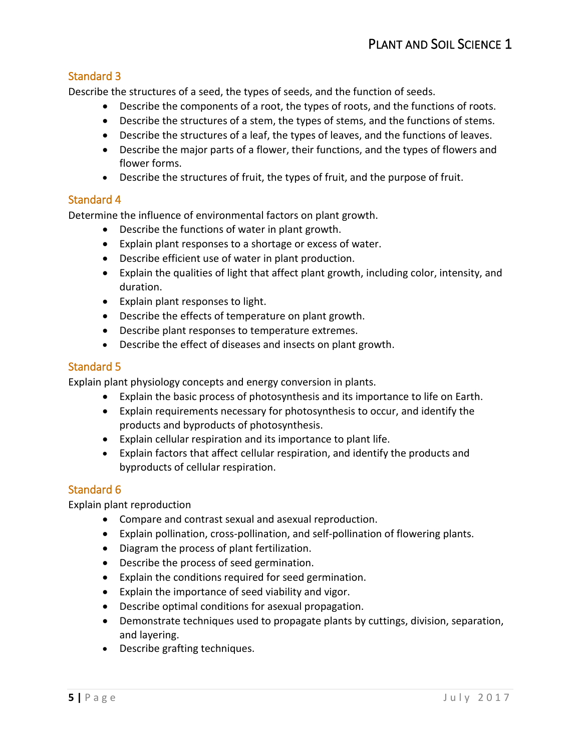## Standard 3

Describe the structures of a seed, the types of seeds, and the function of seeds.

- Describe the components of a root, the types of roots, and the functions of roots.
- Describe the structures of a stem, the types of stems, and the functions of stems.
- Describe the structures of a leaf, the types of leaves, and the functions of leaves.
- Describe the major parts of a flower, their functions, and the types of flowers and flower forms.
- Describe the structures of fruit, the types of fruit, and the purpose of fruit.

## Standard 4

Determine the influence of environmental factors on plant growth.

- Describe the functions of water in plant growth.
- Explain plant responses to a shortage or excess of water.
- Describe efficient use of water in plant production.
- Explain the qualities of light that affect plant growth, including color, intensity, and duration.
- Explain plant responses to light.
- Describe the effects of temperature on plant growth.
- Describe plant responses to temperature extremes.
- Describe the effect of diseases and insects on plant growth.

## Standard 5

Explain plant physiology concepts and energy conversion in plants.

- Explain the basic process of photosynthesis and its importance to life on Earth.
- Explain requirements necessary for photosynthesis to occur, and identify the products and byproducts of photosynthesis.
- Explain cellular respiration and its importance to plant life.
- Explain factors that affect cellular respiration, and identify the products and byproducts of cellular respiration.

## Standard 6

Explain plant reproduction

- Compare and contrast sexual and asexual reproduction.
- Explain pollination, cross-pollination, and self-pollination of flowering plants.
- Diagram the process of plant fertilization.
- Describe the process of seed germination.
- Explain the conditions required for seed germination.
- Explain the importance of seed viability and vigor.
- Describe optimal conditions for asexual propagation.
- Demonstrate techniques used to propagate plants by cuttings, division, separation, and layering.
- Describe grafting techniques.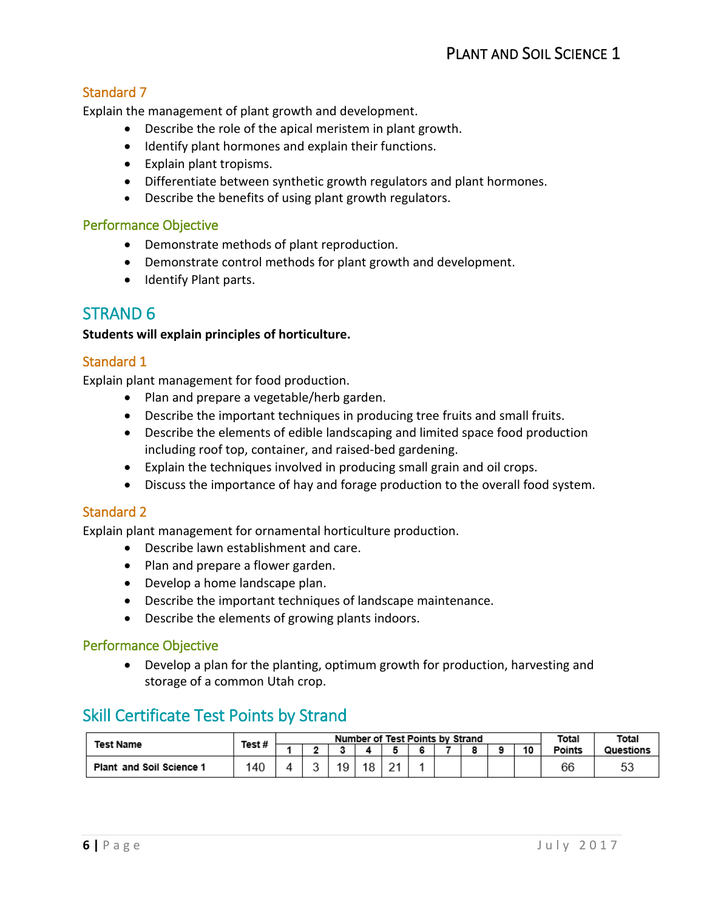### Standard 7

Explain the management of plant growth and development.

- Describe the role of the apical meristem in plant growth.
- Identify plant hormones and explain their functions.
- Explain plant tropisms.
- Differentiate between synthetic growth regulators and plant hormones.
- Describe the benefits of using plant growth regulators.

### Performance Objective

- Demonstrate methods of plant reproduction.
- Demonstrate control methods for plant growth and development.
- Identify Plant parts.

## STRAND 6

**Students will explain principles of horticulture.**

### Standard 1

Explain plant management for food production.

- Plan and prepare a vegetable/herb garden.
- Describe the important techniques in producing tree fruits and small fruits.
- Describe the elements of edible landscaping and limited space food production including roof top, container, and raised-bed gardening.
- Explain the techniques involved in producing small grain and oil crops.
- Discuss the importance of hay and forage production to the overall food system.

### Standard 2

Explain plant management for ornamental horticulture production.

- Describe lawn establishment and care.
- Plan and prepare a flower garden.
- Develop a home landscape plan.
- Describe the important techniques of landscape maintenance.
- Describe the elements of growing plants indoors.

### Performance Objective

- Develop a plan for the planting, optimum growth for production, harvesting and storage of a common Utah crop.

## Skill Certificate Test Points by Strand

| Test Name | Test # | Number of Test Points by Strand | | | | | | | | | | Total Points | Total Questions |
|---|---|---|---|---|---|---|---|---|---|---|---|---|---|
| | | 1 | 2 | 3 | 4 | 5 | 6 | 7 | 8 | 9 | 10 | | |
| Plant and Soil Science 1 | 140 | 4 | 3 | 19 | 18 | 21 | 1 | | | | | 66 | 53 |